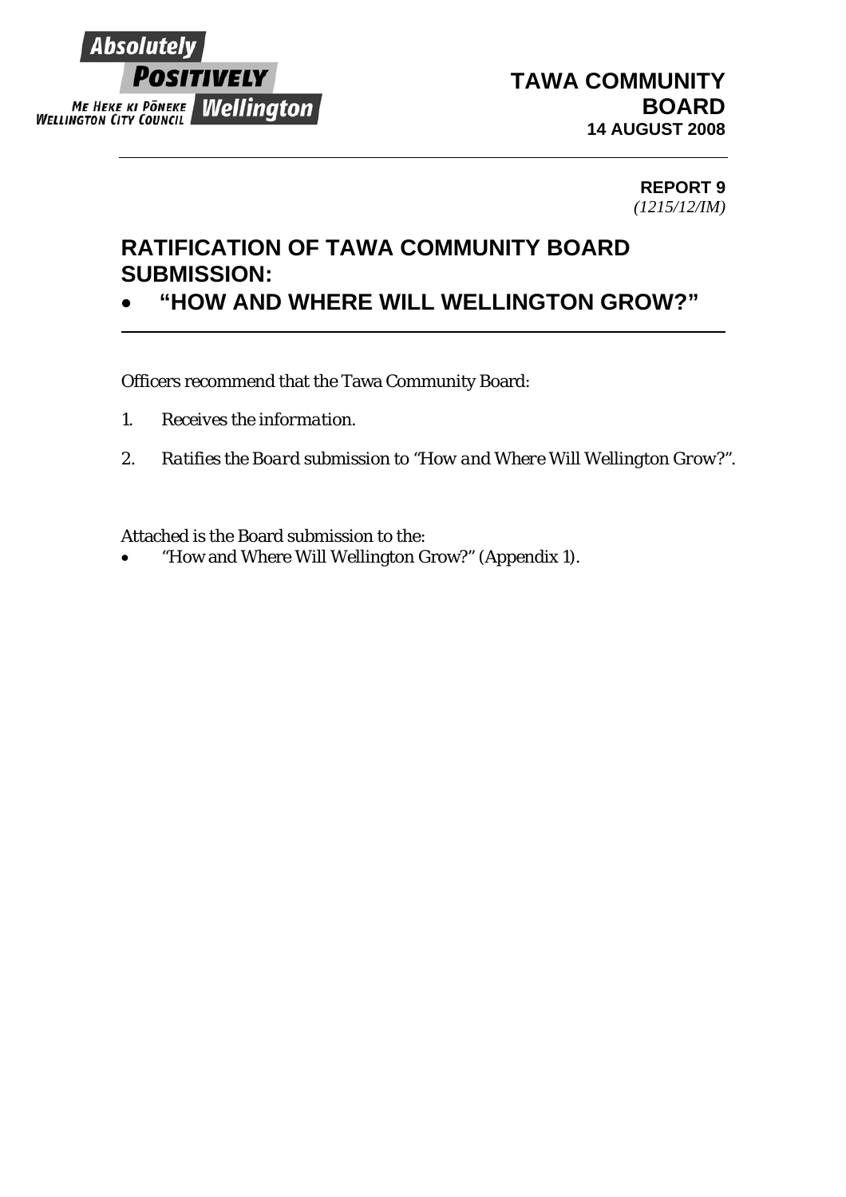Absolutely **POSITIVELY** Wellington
ME HEKE KI PŌNEKE
WELLINGTON CITY COUNCIL

**TAWA COMMUNITY BOARD**
**14 AUGUST 2008**

---

**REPORT 9**
*(1215/12/IM)*

# RATIFICATION OF TAWA COMMUNITY BOARD SUBMISSION:
- **"HOW AND WHERE WILL WELLINGTON GROW?"**

---

Officers recommend that the Tawa Community Board:

1. *Receives the information.*

2. *Ratifies the Board submission to "How and Where Will Wellington Grow?".*

Attached is the Board submission to the:
- "How and Where Will Wellington Grow?" (Appendix 1).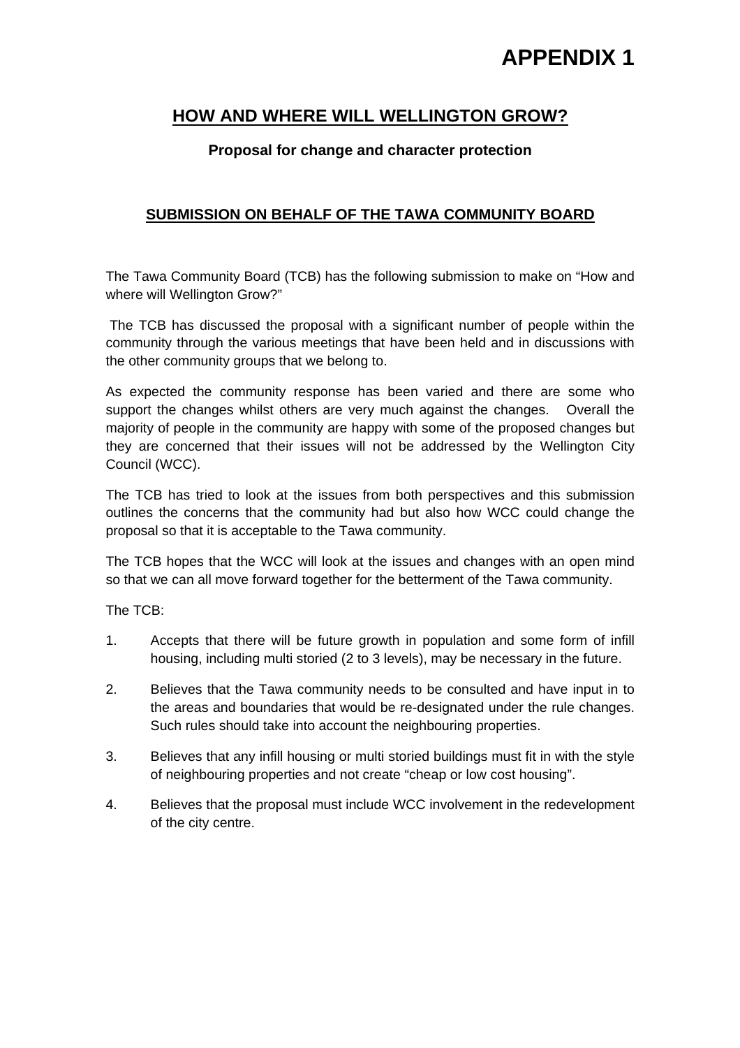# APPENDIX 1

## HOW AND WHERE WILL WELLINGTON GROW?

**Proposal for change and character protection**

**SUBMISSION ON BEHALF OF THE TAWA COMMUNITY BOARD**

The Tawa Community Board (TCB) has the following submission to make on "How and where will Wellington Grow?"

The TCB has discussed the proposal with a significant number of people within the community through the various meetings that have been held and in discussions with the other community groups that we belong to.

As expected the community response has been varied and there are some who support the changes whilst others are very much against the changes. Overall the majority of people in the community are happy with some of the proposed changes but they are concerned that their issues will not be addressed by the Wellington City Council (WCC).

The TCB has tried to look at the issues from both perspectives and this submission outlines the concerns that the community had but also how WCC could change the proposal so that it is acceptable to the Tawa community.

The TCB hopes that the WCC will look at the issues and changes with an open mind so that we can all move forward together for the betterment of the Tawa community.

The TCB:

1. Accepts that there will be future growth in population and some form of infill housing, including multi storied (2 to 3 levels), may be necessary in the future.
2. Believes that the Tawa community needs to be consulted and have input in to the areas and boundaries that would be re-designated under the rule changes. Such rules should take into account the neighbouring properties.
3. Believes that any infill housing or multi storied buildings must fit in with the style of neighbouring properties and not create "cheap or low cost housing".
4. Believes that the proposal must include WCC involvement in the redevelopment of the city centre.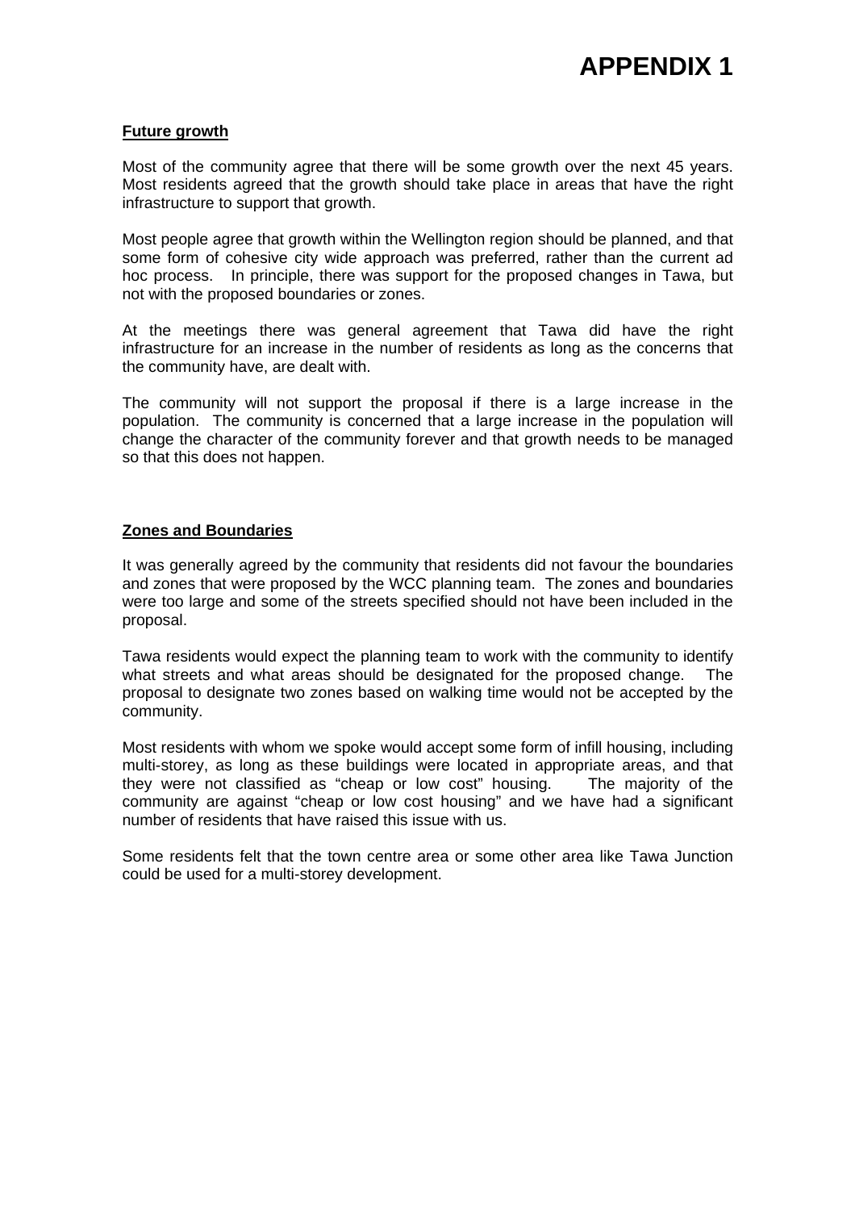# APPENDIX 1

**Future growth**

Most of the community agree that there will be some growth over the next 45 years. Most residents agreed that the growth should take place in areas that have the right infrastructure to support that growth.

Most people agree that growth within the Wellington region should be planned, and that some form of cohesive city wide approach was preferred, rather than the current ad hoc process. In principle, there was support for the proposed changes in Tawa, but not with the proposed boundaries or zones.

At the meetings there was general agreement that Tawa did have the right infrastructure for an increase in the number of residents as long as the concerns that the community have, are dealt with.

The community will not support the proposal if there is a large increase in the population. The community is concerned that a large increase in the population will change the character of the community forever and that growth needs to be managed so that this does not happen.

**Zones and Boundaries**

It was generally agreed by the community that residents did not favour the boundaries and zones that were proposed by the WCC planning team. The zones and boundaries were too large and some of the streets specified should not have been included in the proposal.

Tawa residents would expect the planning team to work with the community to identify what streets and what areas should be designated for the proposed change. The proposal to designate two zones based on walking time would not be accepted by the community.

Most residents with whom we spoke would accept some form of infill housing, including multi-storey, as long as these buildings were located in appropriate areas, and that they were not classified as "cheap or low cost" housing. The majority of the community are against "cheap or low cost housing" and we have had a significant number of residents that have raised this issue with us.

Some residents felt that the town centre area or some other area like Tawa Junction could be used for a multi-storey development.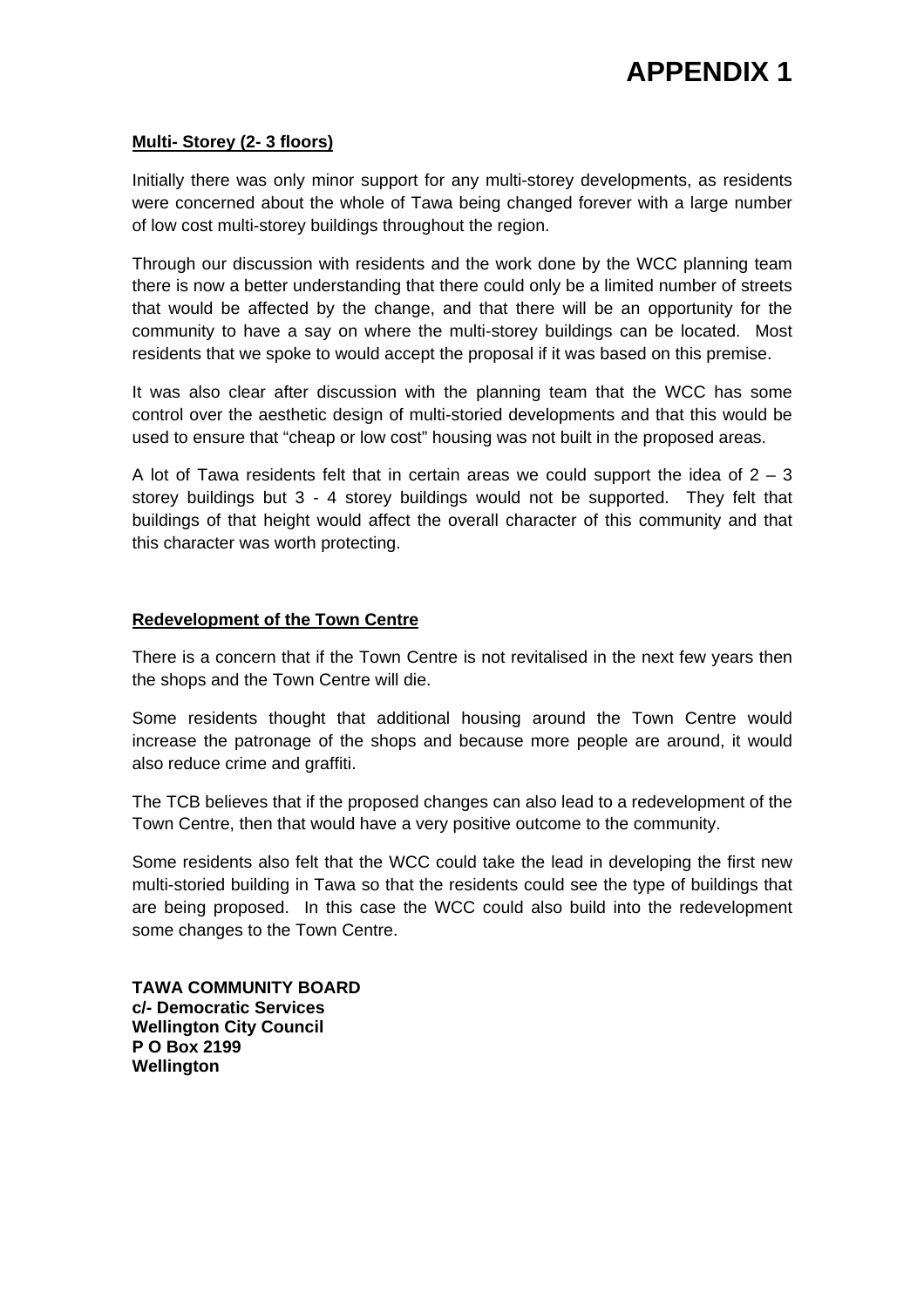# APPENDIX 1

**Multi- Storey (2- 3 floors)**

Initially there was only minor support for any multi-storey developments, as residents were concerned about the whole of Tawa being changed forever with a large number of low cost multi-storey buildings throughout the region.

Through our discussion with residents and the work done by the WCC planning team there is now a better understanding that there could only be a limited number of streets that would be affected by the change, and that there will be an opportunity for the community to have a say on where the multi-storey buildings can be located. Most residents that we spoke to would accept the proposal if it was based on this premise.

It was also clear after discussion with the planning team that the WCC has some control over the aesthetic design of multi-storied developments and that this would be used to ensure that "cheap or low cost" housing was not built in the proposed areas.

A lot of Tawa residents felt that in certain areas we could support the idea of 2 – 3 storey buildings but 3 - 4 storey buildings would not be supported. They felt that buildings of that height would affect the overall character of this community and that this character was worth protecting.

**Redevelopment of the Town Centre**

There is a concern that if the Town Centre is not revitalised in the next few years then the shops and the Town Centre will die.

Some residents thought that additional housing around the Town Centre would increase the patronage of the shops and because more people are around, it would also reduce crime and graffiti.

The TCB believes that if the proposed changes can also lead to a redevelopment of the Town Centre, then that would have a very positive outcome to the community.

Some residents also felt that the WCC could take the lead in developing the first new multi-storied building in Tawa so that the residents could see the type of buildings that are being proposed. In this case the WCC could also build into the redevelopment some changes to the Town Centre.

**TAWA COMMUNITY BOARD**
**c/- Democratic Services**
**Wellington City Council**
**P O Box 2199**
**Wellington**